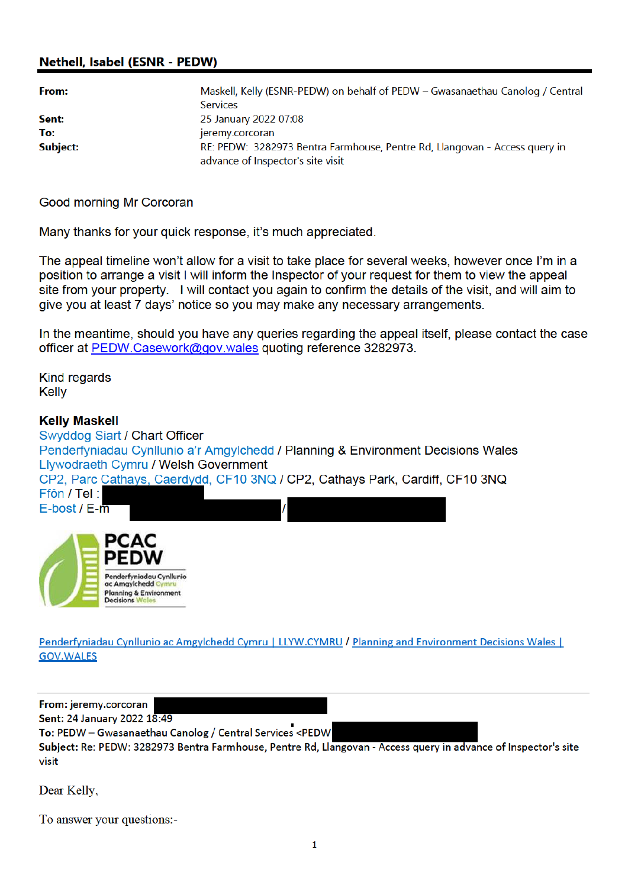**Nethell, Isabel (ESNR - PEDW)**

| | |
|---|---|
| **From:** | Maskell, Kelly (ESNR-PEDW) on behalf of PEDW – Gwasanaethau Canolog / Central Services |
| **Sent:** | 25 January 2022 07:08 |
| **To:** | jeremy.corcoran |
| **Subject:** | RE: PEDW: 3282973 Bentra Farmhouse, Pentre Rd, Llangovan - Access query in advance of Inspector's site visit |

Good morning Mr Corcoran

Many thanks for your quick response, it's much appreciated.

The appeal timeline won't allow for a visit to take place for several weeks, however once I'm in a position to arrange a visit I will inform the Inspector of your request for them to view the appeal site from your property. I will contact you again to confirm the details of the visit, and will aim to give you at least 7 days' notice so you may make any necessary arrangements.

In the meantime, should you have any queries regarding the appeal itself, please contact the case officer at PEDW.Casework@gov.wales quoting reference 3282973.

Kind regards
Kelly

**Kelly Maskell**
Swyddog Siart / Chart Officer
Penderfyniadau Cynllunio a'r Amgylchedd / Planning & Environment Decisions Wales
Llywodraeth Cymru / Welsh Government
CP2, Parc Cathays, Caerdydd, CF10 3NQ / CP2, Cathays Park, Cardiff, CF10 3NQ
Ffôn / Tel :
E-bost / E-m /

PCAC PEDW
Penderfyniadau Cynllunio ac Amgylchedd Cymru
Planning & Environment Decisions Wales

Penderfyniadau Cynllunio ac Amgylchedd Cymru | LLYW.CYMRU / Planning and Environment Decisions Wales | GOV.WALES

---

**From:** jeremy.corcoran
**Sent:** 24 January 2022 18:49
**To:** PEDW – Gwasanaethau Canolog / Central Services <PEDW
**Subject:** Re: PEDW: 3282973 Bentra Farmhouse, Pentre Rd, Llangovan - Access query in advance of Inspector's site visit

Dear Kelly,

To answer your questions:-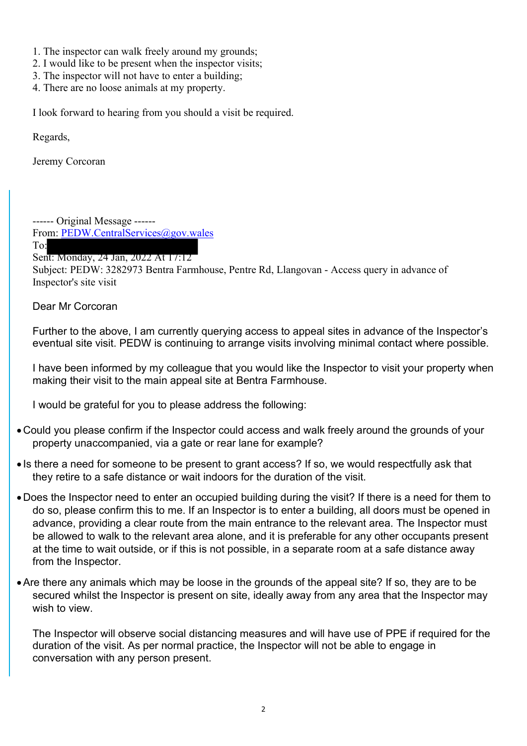1. The inspector can walk freely around my grounds;
2. I would like to be present when the inspector visits;
3. The inspector will not have to enter a building;
4. There are no loose animals at my property.

I look forward to hearing from you should a visit be required.

Regards,

Jeremy Corcoran

------ Original Message ------
From: PEDW.CentralServices@gov.wales
To:
Sent: Monday, 24 Jan, 2022 At 17:12
Subject: PEDW: 3282973 Bentra Farmhouse, Pentre Rd, Llangovan - Access query in advance of Inspector's site visit

Dear Mr Corcoran

Further to the above, I am currently querying access to appeal sites in advance of the Inspector's eventual site visit. PEDW is continuing to arrange visits involving minimal contact where possible.

I have been informed by my colleague that you would like the Inspector to visit your property when making their visit to the main appeal site at Bentra Farmhouse.

I would be grateful for you to please address the following:

- Could you please confirm if the Inspector could access and walk freely around the grounds of your property unaccompanied, via a gate or rear lane for example?
- Is there a need for someone to be present to grant access? If so, we would respectfully ask that they retire to a safe distance or wait indoors for the duration of the visit.
- Does the Inspector need to enter an occupied building during the visit? If there is a need for them to do so, please confirm this to me. If an Inspector is to enter a building, all doors must be opened in advance, providing a clear route from the main entrance to the relevant area. The Inspector must be allowed to walk to the relevant area alone, and it is preferable for any other occupants present at the time to wait outside, or if this is not possible, in a separate room at a safe distance away from the Inspector.
- Are there any animals which may be loose in the grounds of the appeal site? If so, they are to be secured whilst the Inspector is present on site, ideally away from any area that the Inspector may wish to view.

The Inspector will observe social distancing measures and will have use of PPE if required for the duration of the visit. As per normal practice, the Inspector will not be able to engage in conversation with any person present.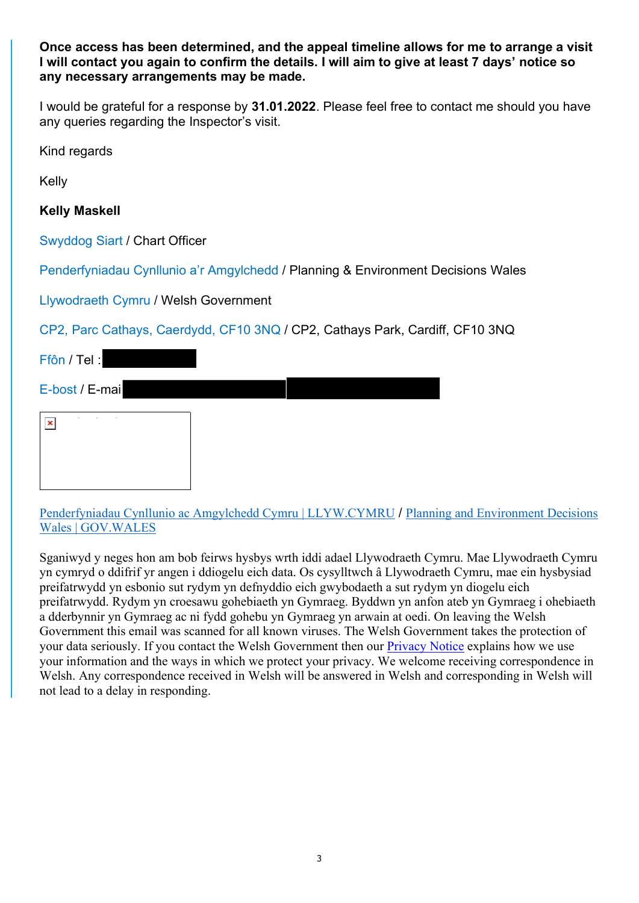**Once access has been determined, and the appeal timeline allows for me to arrange a visit I will contact you again to confirm the details. I will aim to give at least 7 days' notice so any necessary arrangements may be made.**

I would be grateful for a response by **31.01.2022**. Please feel free to contact me should you have any queries regarding the Inspector's visit.

Kind regards

Kelly

**Kelly Maskell**

Swyddog Siart / Chart Officer

Penderfyniadau Cynllunio a'r Amgylchedd / Planning & Environment Decisions Wales

Llywodraeth Cymru / Welsh Government

CP2, Parc Cathays, Caerdydd, CF10 3NQ / CP2, Cathays Park, Cardiff, CF10 3NQ

Ffôn / Tel :

E-bost / E-mai

Penderfyniadau Cynllunio ac Amgylchedd Cymru | LLYW.CYMRU / Planning and Environment Decisions Wales | GOV.WALES

Sganiwyd y neges hon am bob feirws hysbys wrth iddi adael Llywodraeth Cymru. Mae Llywodraeth Cymru yn cymryd o ddifrif yr angen i ddiogelu eich data. Os cysylltwch â Llywodraeth Cymru, mae ein hysbysiad preifatrwydd yn esbonio sut rydym yn defnyddio eich gwybodaeth a sut rydym yn diogelu eich preifatrwydd. Rydym yn croesawu gohebiaeth yn Gymraeg. Byddwn yn anfon ateb yn Gymraeg i ohebiaeth a dderbynnir yn Gymraeg ac ni fydd gohebu yn Gymraeg yn arwain at oedi. On leaving the Welsh Government this email was scanned for all known viruses. The Welsh Government takes the protection of your data seriously. If you contact the Welsh Government then our Privacy Notice explains how we use your information and the ways in which we protect your privacy. We welcome receiving correspondence in Welsh. Any correspondence received in Welsh will be answered in Welsh and corresponding in Welsh will not lead to a delay in responding.